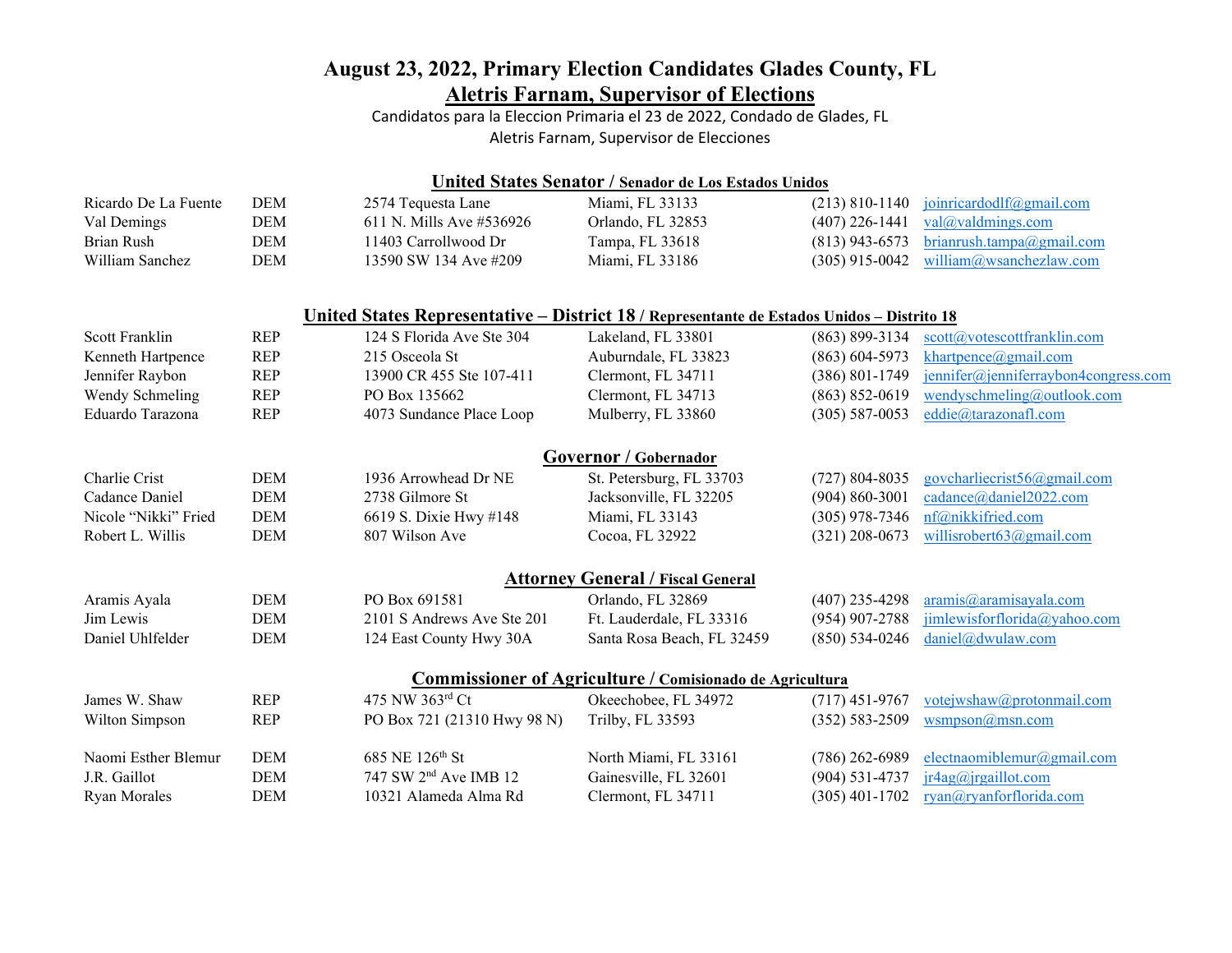# August 23, 2022, Primary Election Candidates Glades County, FL

## Aletris Farnam, Supervisor of Elections

Candidatos para la Eleccion Primaria el 23 de 2022, Condado de Glades, FL

Aletris Farnam, Supervisor de Elecciones

### United States Senator / Senador de Los Estados Unidos

| | | | | | |
|---|---|---|---|---|---|
| Ricardo De La Fuente | DEM | 2574 Tequesta Lane | Miami, FL 33133 | (213) 810-1140 | joinricardodlf@gmail.com |
| Val Demings | DEM | 611 N. Mills Ave #536926 | Orlando, FL 32853 | (407) 226-1441 | val@valdmings.com |
| Brian Rush | DEM | 11403 Carrollwood Dr | Tampa, FL 33618 | (813) 943-6573 | brianrush.tampa@gmail.com |
| William Sanchez | DEM | 13590 SW 134 Ave #209 | Miami, FL 33186 | (305) 915-0042 | william@wsanchezlaw.com |

### United States Representative – District 18 / Representante de Estados Unidos – Distrito 18

| | | | | | |
|---|---|---|---|---|---|
| Scott Franklin | REP | 124 S Florida Ave Ste 304 | Lakeland, FL 33801 | (863) 899-3134 | scott@votescottfranklin.com |
| Kenneth Hartpence | REP | 215 Osceola St | Auburndale, FL 33823 | (863) 604-5973 | khartpence@gmail.com |
| Jennifer Raybon | REP | 13900 CR 455 Ste 107-411 | Clermont, FL 34711 | (386) 801-1749 | jennifer@jenniferraybon4congress.com |
| Wendy Schmeling | REP | PO Box 135662 | Clermont, FL 34713 | (863) 852-0619 | wendyschmeling@outlook.com |
| Eduardo Tarazona | REP | 4073 Sundance Place Loop | Mulberry, FL 33860 | (305) 587-0053 | eddie@tarazonafl.com |

### Governor / Gobernador

| | | | | | |
|---|---|---|---|---|---|
| Charlie Crist | DEM | 1936 Arrowhead Dr NE | St. Petersburg, FL 33703 | (727) 804-8035 | govcharliecrist56@gmail.com |
| Cadance Daniel | DEM | 2738 Gilmore St | Jacksonville, FL 32205 | (904) 860-3001 | cadance@daniel2022.com |
| Nicole "Nikki" Fried | DEM | 6619 S. Dixie Hwy #148 | Miami, FL 33143 | (305) 978-7346 | nf@nikkifried.com |
| Robert L. Willis | DEM | 807 Wilson Ave | Cocoa, FL 32922 | (321) 208-0673 | willisrobert63@gmail.com |

### Attorney General / Fiscal General

| | | | | | |
|---|---|---|---|---|---|
| Aramis Ayala | DEM | PO Box 691581 | Orlando, FL 32869 | (407) 235-4298 | aramis@aramisayala.com |
| Jim Lewis | DEM | 2101 S Andrews Ave Ste 201 | Ft. Lauderdale, FL 33316 | (954) 907-2788 | jimlewisforflorida@yahoo.com |
| Daniel Uhlfelder | DEM | 124 East County Hwy 30A | Santa Rosa Beach, FL 32459 | (850) 534-0246 | daniel@dwulaw.com |

### Commissioner of Agriculture / Comisionado de Agricultura

| | | | | | |
|---|---|---|---|---|---|
| James W. Shaw | REP | 475 NW 363rd Ct | Okeechobee, FL 34972 | (717) 451-9767 | votejwshaw@protonmail.com |
| Wilton Simpson | REP | PO Box 721 (21310 Hwy 98 N) | Trilby, FL 33593 | (352) 583-2509 | wsmpson@msn.com |
| | | | | | |
| Naomi Esther Blemur | DEM | 685 NE 126th St | North Miami, FL 33161 | (786) 262-6989 | electnaomiblemur@gmail.com |
| J.R. Gaillot | DEM | 747 SW 2nd Ave IMB 12 | Gainesville, FL 32601 | (904) 531-4737 | jr4ag@jrgaillot.com |
| Ryan Morales | DEM | 10321 Alameda Alma Rd | Clermont, FL 34711 | (305) 401-1702 | ryan@ryanforflorida.com |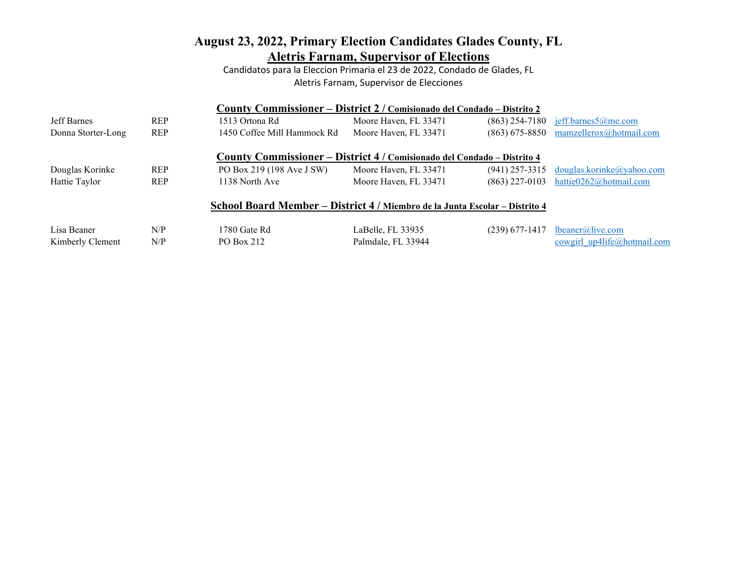# August 23, 2022, Primary Election Candidates Glades County, FL

## Aletris Farnam, Supervisor of Elections

Candidatos para la Eleccion Primaria el 23 de 2022, Condado de Glades, FL

Aletris Farnam, Supervisor de Elecciones

### County Commissioner – District 2 / Comisionado del Condado – Distrito 2

| | | | | | |
|---|---|---|---|---|---|
| Jeff Barnes | REP | 1513 Ortona Rd | Moore Haven, FL 33471 | (863) 254-7180 | jeff.barnes5@me.com |
| Donna Storter-Long | REP | 1450 Coffee Mill Hammock Rd | Moore Haven, FL 33471 | (863) 675-8850 | mamzellerox@hotmail.com |

### County Commissioner – District 4 / Comisionado del Condado – Distrito 4

| | | | | | |
|---|---|---|---|---|---|
| Douglas Korinke | REP | PO Box 219 (198 Ave J SW) | Moore Haven, FL 33471 | (941) 257-3315 | douglas.korinke@yahoo.com |
| Hattie Taylor | REP | 1138 North Ave | Moore Haven, FL 33471 | (863) 227-0103 | hattie0262@hotmail.com |

### School Board Member – District 4 / Miembro de la Junta Escolar – Distrito 4

| | | | | | |
|---|---|---|---|---|---|
| Lisa Beaner | N/P | 1780 Gate Rd | LaBelle, FL 33935 | (239) 677-1417 | lbeaner@live.com |
| Kimberly Clement | N/P | PO Box 212 | Palmdale, FL 33944 | | cowgirl_up4life@hotmail.com |